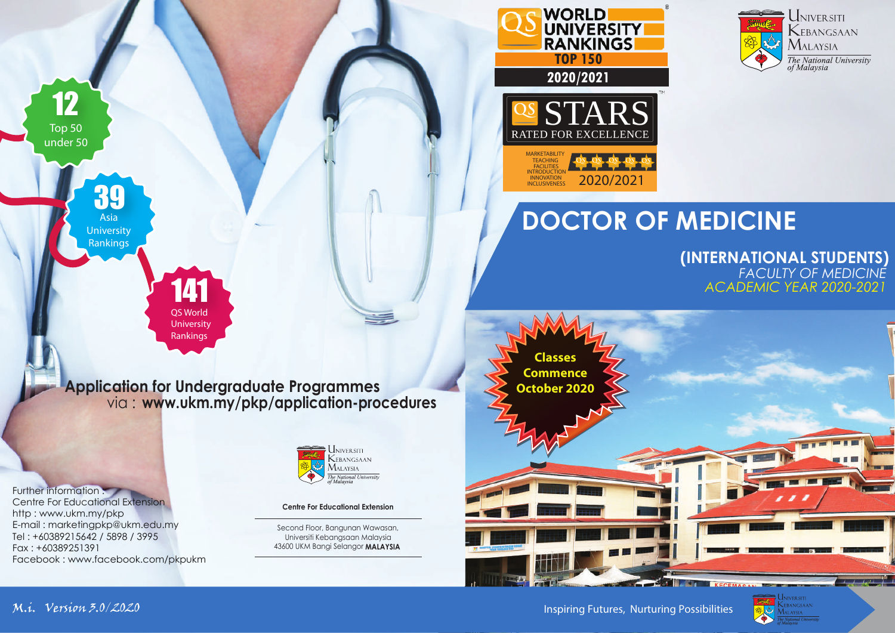# DOCTOR OF MEDICINE

## (INTERNATIONAL STUDENTS)

*FACULTY OF MEDICINE*

*ACADEMIC YEAR 2020-2021*

Universiti Kebangsaan Malaysia
*The National University of Malaysia*

QS WORLD UNIVERSITY RANKINGS TOP 150 2020/2021

QS STARS RATED FOR EXCELLENCE
MARKETABILITY
TEACHING
FACILITIES
INTRODUCTION
INNOVATION
INCLUSIVENESS
2020/2021

**12** Top 50 under 50

**39** Asia University Rankings

**141** QS World University Rankings

**Classes Commence October 2020**

**Application for Undergraduate Programmes**
via : **www.ukm.my/pkp/application-procedures**

Further information :
Centre For Educational Extension
http : www.ukm.my/pkp
E-mail : marketingpkp@ukm.edu.my
Tel : +60389215642 / 5898 / 3995
Fax : +60389251391
Facebook : www.facebook.com/pkpukm

**Centre For Educational Extension**

Second Floor, Bangunan Wawasan,
Universiti Kebangsaan Malaysia
43600 UKM Bangi Selangor **MALAYSIA**

*M.i. Version 3.0/2020*

Inspiring Futures, Nurturing Possibilities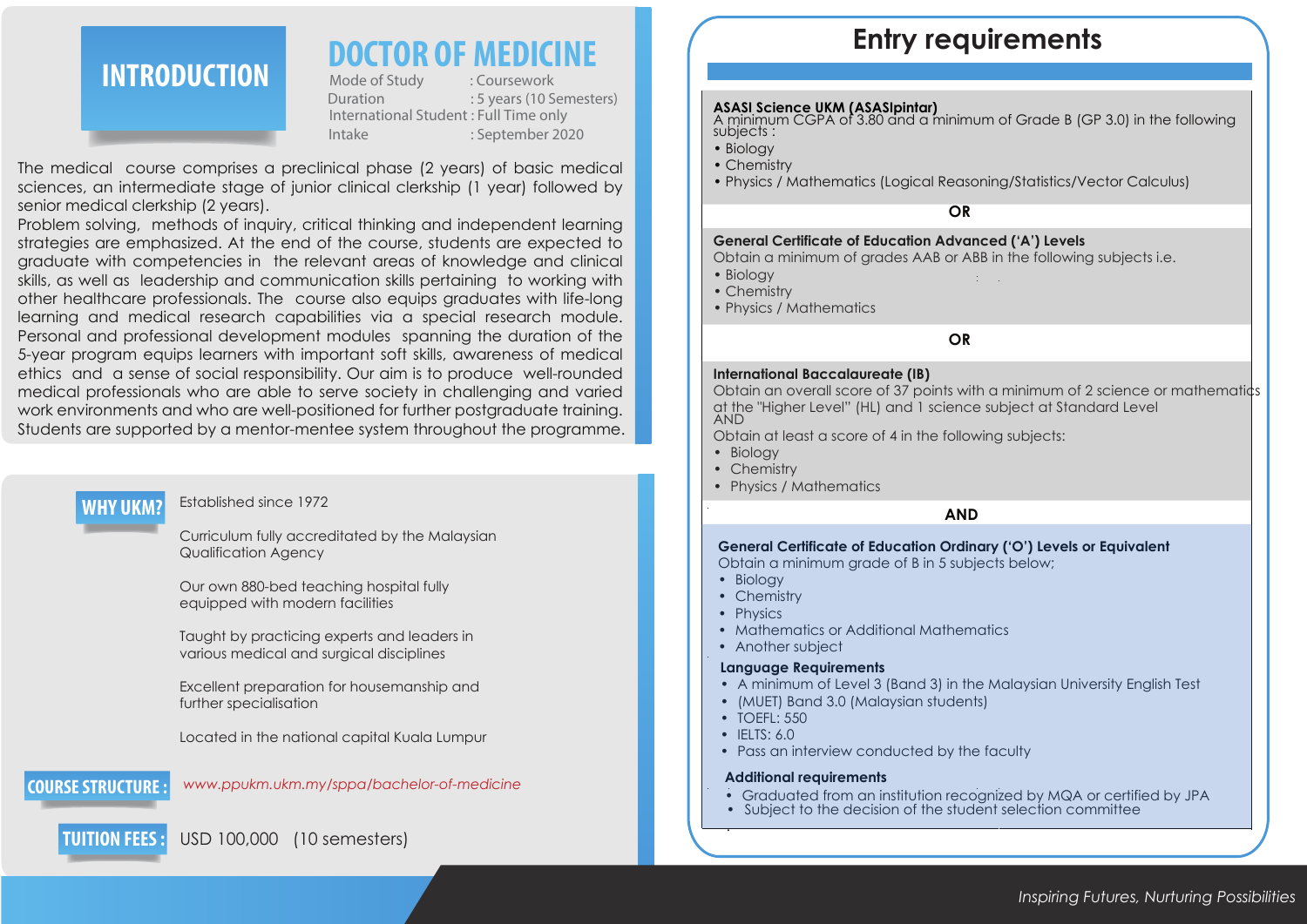## INTRODUCTION

# DOCTOR OF MEDICINE

Mode of Study : Coursework
Duration : 5 years (10 Semesters)
International Student : Full Time only
Intake : September 2020

The medical course comprises a preclinical phase (2 years) of basic medical sciences, an intermediate stage of junior clinical clerkship (1 year) followed by senior medical clerkship (2 years).
Problem solving, methods of inquiry, critical thinking and independent learning strategies are emphasized. At the end of the course, students are expected to graduate with competencies in the relevant areas of knowledge and clinical skills, as well as leadership and communication skills pertaining to working with other healthcare professionals. The course also equips graduates with life-long learning and medical research capabilities via a special research module. Personal and professional development modules spanning the duration of the 5-year program equips learners with important soft skills, awareness of medical ethics and a sense of social responsibility. Our aim is to produce well-rounded medical professionals who are able to serve society in challenging and varied work environments and who are well-positioned for further postgraduate training. Students are supported by a mentor-mentee system throughout the programme.

## WHY UKM?

Established since 1972

Curriculum fully accredited by the Malaysian Qualification Agency

Our own 880-bed teaching hospital fully equipped with modern facilities

Taught by practicing experts and leaders in various medical and surgical disciplines

Excellent preparation for housemanship and further specialisation

Located in the national capital Kuala Lumpur

## COURSE STRUCTURE :

*www.ppukm.ukm.my/sppa/bachelor-of-medicine*

## TUITION FEES :

USD 100,000 (10 semesters)

# Entry requirements

**ASASI Science UKM (ASASIpintar)**
A minimum CGPA of 3.80 and a minimum of Grade B (GP 3.0) in the following subjects :

- Biology
- Chemistry
- Physics / Mathematics (Logical Reasoning/Statistics/Vector Calculus)

**OR**

**General Certificate of Education Advanced ('A') Levels**
Obtain a minimum of grades AAB or ABB in the following subjects i.e.

- Biology
- Chemistry
- Physics / Mathematics

**OR**

**International Baccalaureate (IB)**
Obtain an overall score of 37 points with a minimum of 2 science or mathematics at the "Higher Level" (HL) and 1 science subject at Standard Level
AND
Obtain at least a score of 4 in the following subjects:

- Biology
- Chemistry
- Physics / Mathematics

**AND**

**General Certificate of Education Ordinary ('O') Levels or Equivalent**
Obtain a minimum grade of B in 5 subjects below;

- Biology
- Chemistry
- Physics
- Mathematics or Additional Mathematics
- Another subject

**Language Requirements**

- A minimum of Level 3 (Band 3) in the Malaysian University English Test
- (MUET) Band 3.0 (Malaysian students)
- TOEFL: 550
- IELTS: 6.0
- Pass an interview conducted by the faculty

**Additional requirements**

- Graduated from an institution recognized by MQA or certified by JPA
- Subject to the decision of the student selection committee

*Inspiring Futures, Nurturing Possibilities*